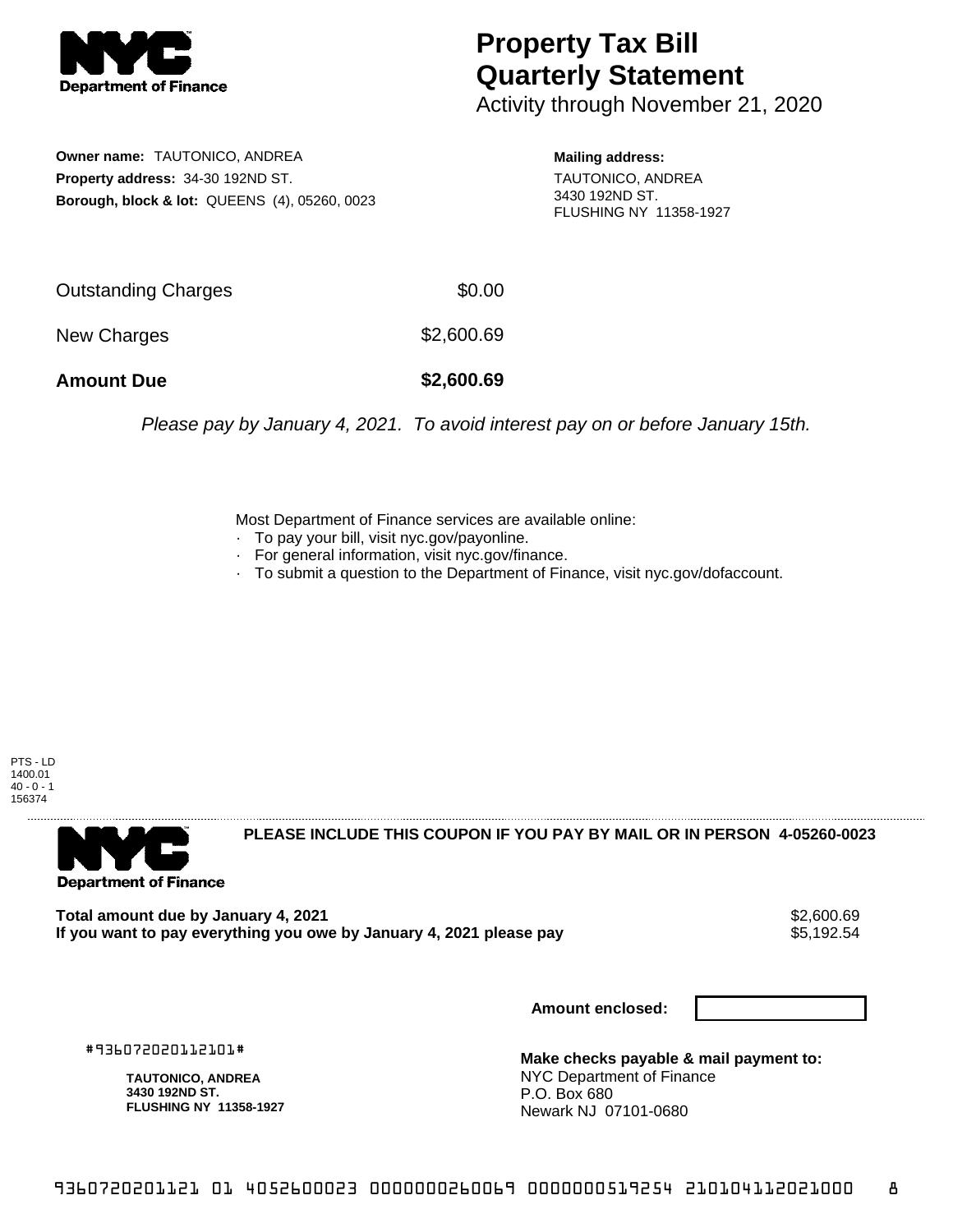# Property Tax Bill Quarterly Statement

Activity through November 21, 2020

**Owner name:** TAUTONICO, ANDREA
**Property address:** 34-30 192ND ST.
**Borough, block & lot:** QUEENS (4), 05260, 0023

**Mailing address:**
TAUTONICO, ANDREA
3430 192ND ST.
FLUSHING NY 11358-1927

| | |
|---|---|
| Outstanding Charges | $0.00 |
| New Charges | $2,600.69 |
| **Amount Due** | **$2,600.69** |

*Please pay by January 4, 2021. To avoid interest pay on or before January 15th.*

Most Department of Finance services are available online:

- To pay your bill, visit nyc.gov/payonline.
- For general information, visit nyc.gov/finance.
- To submit a question to the Department of Finance, visit nyc.gov/dofaccount.

PTS - LD
1400.01
40 - 0 - 1
156374

**PLEASE INCLUDE THIS COUPON IF YOU PAY BY MAIL OR IN PERSON 4-05260-0023**

**Total amount due by January 4, 2021** $2,600.69
**If you want to pay everything you owe by January 4, 2021 please pay** $5,192.54

**Amount enclosed:**

#936072020112101#

**TAUTONICO, ANDREA**
**3430 192ND ST.**
**FLUSHING NY 11358-1927**

**Make checks payable & mail payment to:**
NYC Department of Finance
P.O. Box 680
Newark NJ 07101-0680

9360720201121 01 4052600023 0000000260069 0000000519254 210104112021000 8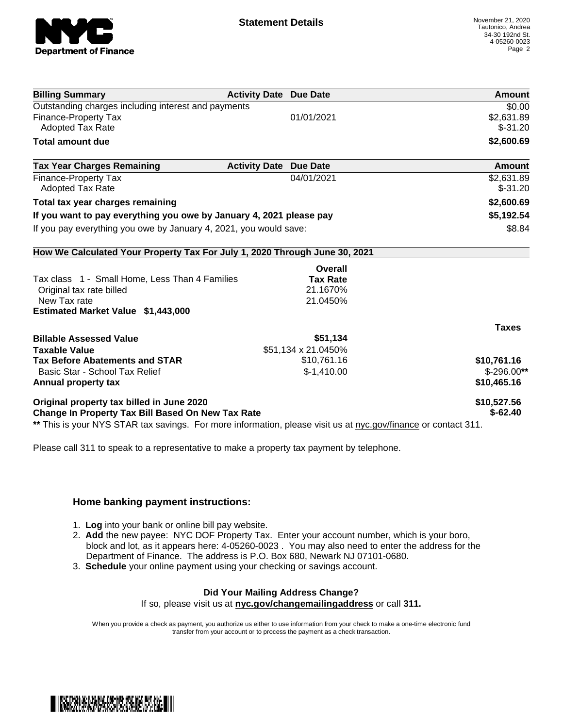## Statement Details

November 21, 2020
Tautonico, Andrea
34-30 192nd St.
4-05260-0023

| Billing Summary | Activity Date | Due Date | Amount |
|---|---|---|---|
| Outstanding charges including interest and payments | | | $0.00 |
| Finance-Property Tax | | 01/01/2021 | $2,631.89 |
| Adopted Tax Rate | | | $-31.20 |
| **Total amount due** | | | **$2,600.69** |

| Tax Year Charges Remaining | Activity Date | Due Date | Amount |
|---|---|---|---|
| Finance-Property Tax | | 04/01/2021 | $2,631.89 |
| Adopted Tax Rate | | | $-31.20 |
| **Total tax year charges remaining** | | | **$2,600.69** |
| **If you want to pay everything you owe by January 4, 2021 please pay** | | | **$5,192.54** |
| If you pay everything you owe by January 4, 2021, you would save: | | | $8.84 |

**How We Calculated Your Property Tax For July 1, 2020 Through June 30, 2021**

| | Overall Tax Rate | Taxes |
|---|---|---|
| Tax class 1 - Small Home, Less Than 4 Families | | |
| Original tax rate billed | 21.1670% | |
| New Tax rate | 21.0450% | |
| **Estimated Market Value $1,443,000** | | |
| **Billable Assessed Value** | **$51,134** | |
| **Taxable Value** | $51,134 x 21.0450% | |
| **Tax Before Abatements and STAR** | $10,761.16 | **$10,761.16** |
| Basic Star - School Tax Relief | $-1,410.00 | $-296.00** |
| **Annual property tax** | | **$10,465.16** |
| **Original property tax billed in June 2020** | | **$10,527.56** |
| **Change In Property Tax Bill Based On New Tax Rate** | | **$-62.40** |

** This is your NYS STAR tax savings. For more information, please visit us at nyc.gov/finance or contact 311.

Please call 311 to speak to a representative to make a property tax payment by telephone.

### Home banking payment instructions:

1. **Log** into your bank or online bill pay website.
2. **Add** the new payee: NYC DOF Property Tax. Enter your account number, which is your boro, block and lot, as it appears here: 4-05260-0023 . You may also need to enter the address for the Department of Finance. The address is P.O. Box 680, Newark NJ 07101-0680.
3. **Schedule** your online payment using your checking or savings account.

**Did Your Mailing Address Change?**
If so, please visit us at **nyc.gov/changemailingaddress** or call **311.**

When you provide a check as payment, you authorize us either to use information from your check to make a one-time electronic fund transfer from your account or to process the payment as a check transaction.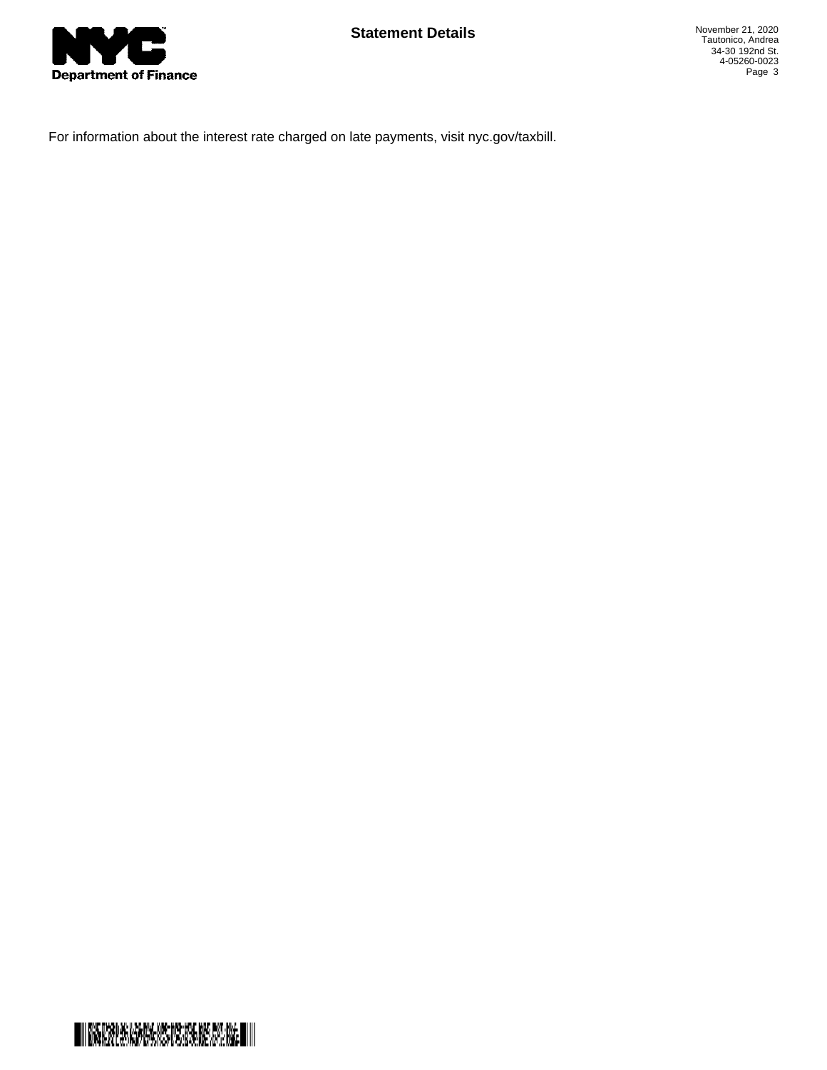For information about the interest rate charged on late payments, visit nyc.gov/taxbill.